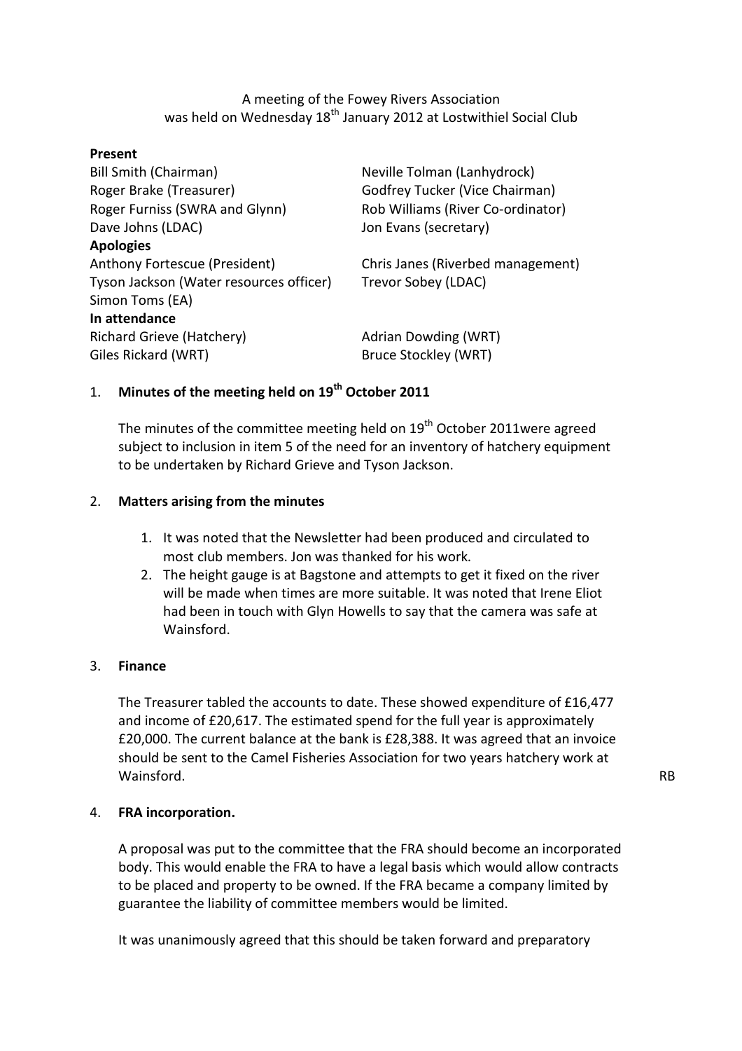A meeting of the Fowey Rivers Association
was held on Wednesday 18th January 2012 at Lostwithiel Social Club

**Present**

Bill Smith (Chairman)
Roger Brake (Treasurer)
Roger Furniss (SWRA and Glynn)
Dave Johns (LDAC)
Neville Tolman (Lanhydrock)
Godfrey Tucker (Vice Chairman)
Rob Williams (River Co-ordinator)
Jon Evans (secretary)

**Apologies**

Anthony Fortescue (President)
Tyson Jackson (Water resources officer)
Simon Toms (EA)
Chris Janes (Riverbed management)
Trevor Sobey (LDAC)

**In attendance**

Richard Grieve (Hatchery)
Giles Rickard (WRT)
Adrian Dowding (WRT)
Bruce Stockley (WRT)

1. **Minutes of the meeting held on 19th October 2011**

   The minutes of the committee meeting held on 19th October 2011were agreed subject to inclusion in item 5 of the need for an inventory of hatchery equipment to be undertaken by Richard Grieve and Tyson Jackson.

2. **Matters arising from the minutes**

   1. It was noted that the Newsletter had been produced and circulated to most club members. Jon was thanked for his work.
   2. The height gauge is at Bagstone and attempts to get it fixed on the river will be made when times are more suitable. It was noted that Irene Eliot had been in touch with Glyn Howells to say that the camera was safe at Wainsford.

3. **Finance**

   The Treasurer tabled the accounts to date. These showed expenditure of £16,477 and income of £20,617. The estimated spend for the full year is approximately £20,000. The current balance at the bank is £28,388. It was agreed that an invoice should be sent to the Camel Fisheries Association for two years hatchery work at Wainsford. RB

4. **FRA incorporation.**

   A proposal was put to the committee that the FRA should become an incorporated body. This would enable the FRA to have a legal basis which would allow contracts to be placed and property to be owned. If the FRA became a company limited by guarantee the liability of committee members would be limited.

   It was unanimously agreed that this should be taken forward and preparatory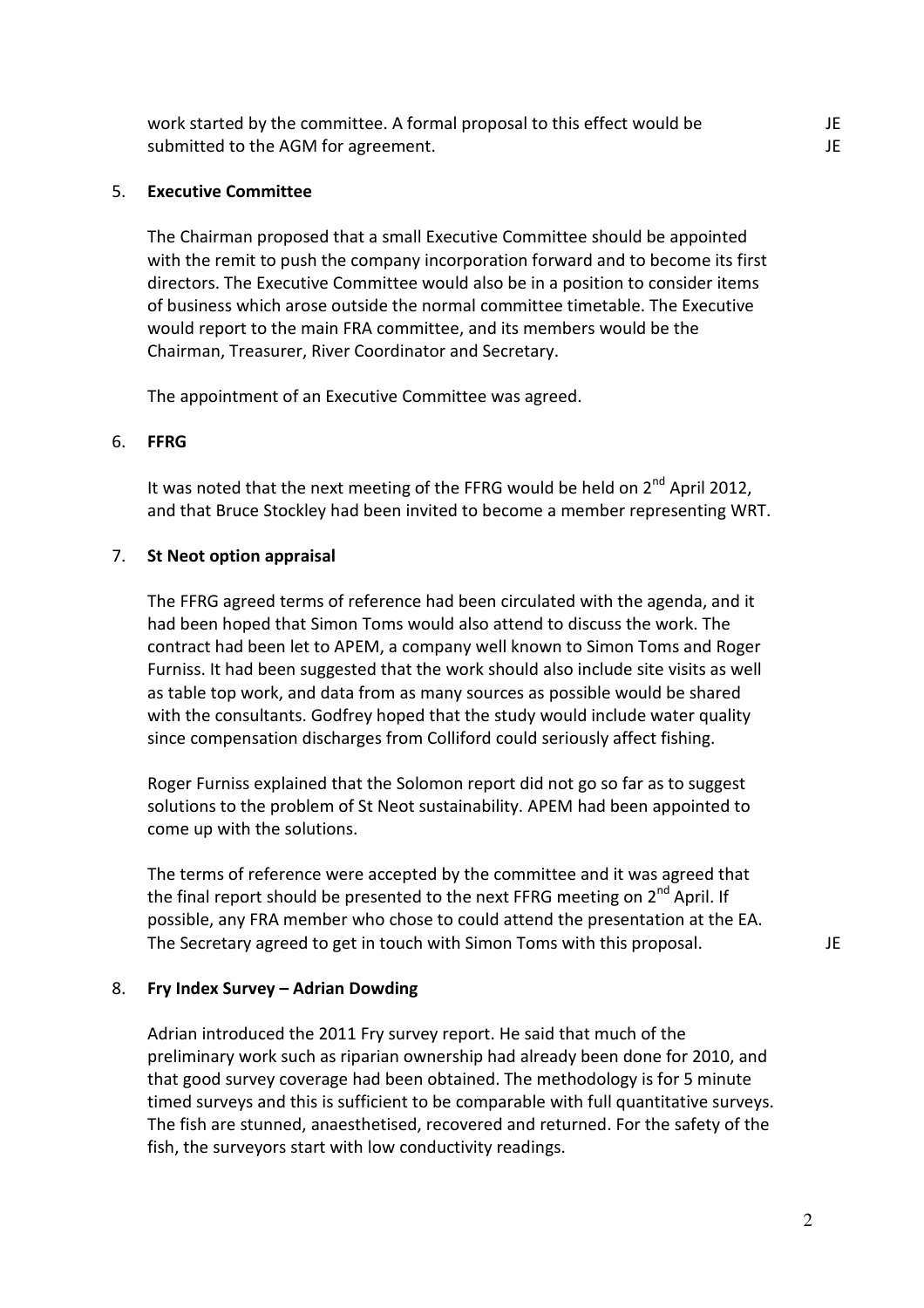work started by the committee. A formal proposal to this effect would be submitted to the AGM for agreement. JE JE

5. **Executive Committee**

The Chairman proposed that a small Executive Committee should be appointed with the remit to push the company incorporation forward and to become its first directors. The Executive Committee would also be in a position to consider items of business which arose outside the normal committee timetable. The Executive would report to the main FRA committee, and its members would be the Chairman, Treasurer, River Coordinator and Secretary.

The appointment of an Executive Committee was agreed.

6. **FFRG**

It was noted that the next meeting of the FFRG would be held on 2nd April 2012, and that Bruce Stockley had been invited to become a member representing WRT.

7. **St Neot option appraisal**

The FFRG agreed terms of reference had been circulated with the agenda, and it had been hoped that Simon Toms would also attend to discuss the work. The contract had been let to APEM, a company well known to Simon Toms and Roger Furniss. It had been suggested that the work should also include site visits as well as table top work, and data from as many sources as possible would be shared with the consultants. Godfrey hoped that the study would include water quality since compensation discharges from Colliford could seriously affect fishing.

Roger Furniss explained that the Solomon report did not go so far as to suggest solutions to the problem of St Neot sustainability. APEM had been appointed to come up with the solutions.

The terms of reference were accepted by the committee and it was agreed that the final report should be presented to the next FFRG meeting on 2nd April. If possible, any FRA member who chose to could attend the presentation at the EA. The Secretary agreed to get in touch with Simon Toms with this proposal. JE

8. **Fry Index Survey – Adrian Dowding**

Adrian introduced the 2011 Fry survey report. He said that much of the preliminary work such as riparian ownership had already been done for 2010, and that good survey coverage had been obtained. The methodology is for 5 minute timed surveys and this is sufficient to be comparable with full quantitative surveys. The fish are stunned, anaesthetised, recovered and returned. For the safety of the fish, the surveyors start with low conductivity readings.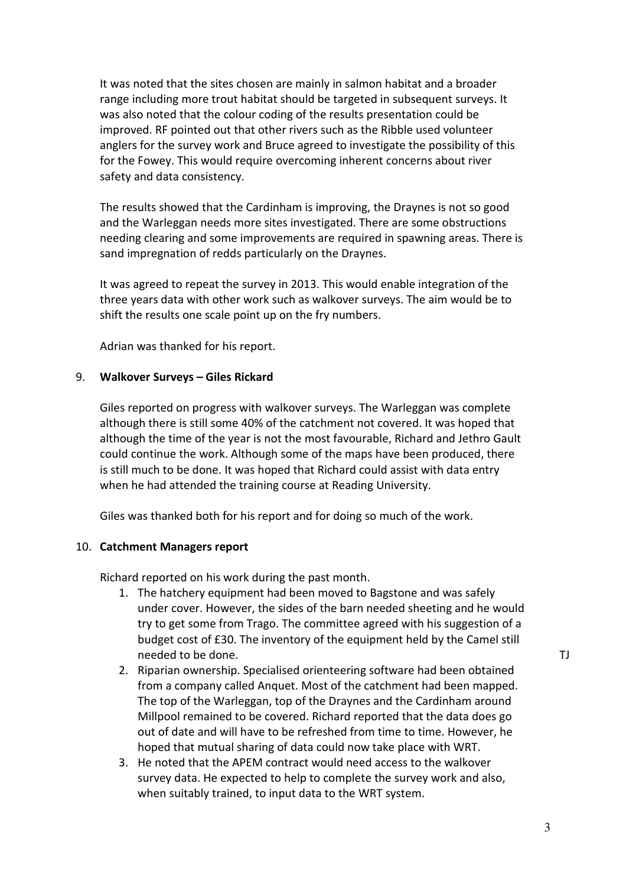It was noted that the sites chosen are mainly in salmon habitat and a broader range including more trout habitat should be targeted in subsequent surveys. It was also noted that the colour coding of the results presentation could be improved. RF pointed out that other rivers such as the Ribble used volunteer anglers for the survey work and Bruce agreed to investigate the possibility of this for the Fowey. This would require overcoming inherent concerns about river safety and data consistency.

The results showed that the Cardinham is improving, the Draynes is not so good and the Warleggan needs more sites investigated. There are some obstructions needing clearing and some improvements are required in spawning areas. There is sand impregnation of redds particularly on the Draynes.

It was agreed to repeat the survey in 2013. This would enable integration of the three years data with other work such as walkover surveys. The aim would be to shift the results one scale point up on the fry numbers.

Adrian was thanked for his report.

9. **Walkover Surveys – Giles Rickard**

Giles reported on progress with walkover surveys. The Warleggan was complete although there is still some 40% of the catchment not covered. It was hoped that although the time of the year is not the most favourable, Richard and Jethro Gault could continue the work. Although some of the maps have been produced, there is still much to be done. It was hoped that Richard could assist with data entry when he had attended the training course at Reading University.

Giles was thanked both for his report and for doing so much of the work.

10. **Catchment Managers report**

Richard reported on his work during the past month.

1. The hatchery equipment had been moved to Bagstone and was safely under cover. However, the sides of the barn needed sheeting and he would try to get some from Trago. The committee agreed with his suggestion of a budget cost of £30. The inventory of the equipment held by the Camel still needed to be done. TJ
2. Riparian ownership. Specialised orienteering software had been obtained from a company called Anquet. Most of the catchment had been mapped. The top of the Warleggan, top of the Draynes and the Cardinham around Millpool remained to be covered. Richard reported that the data does go out of date and will have to be refreshed from time to time. However, he hoped that mutual sharing of data could now take place with WRT.
3. He noted that the APEM contract would need access to the walkover survey data. He expected to help to complete the survey work and also, when suitably trained, to input data to the WRT system.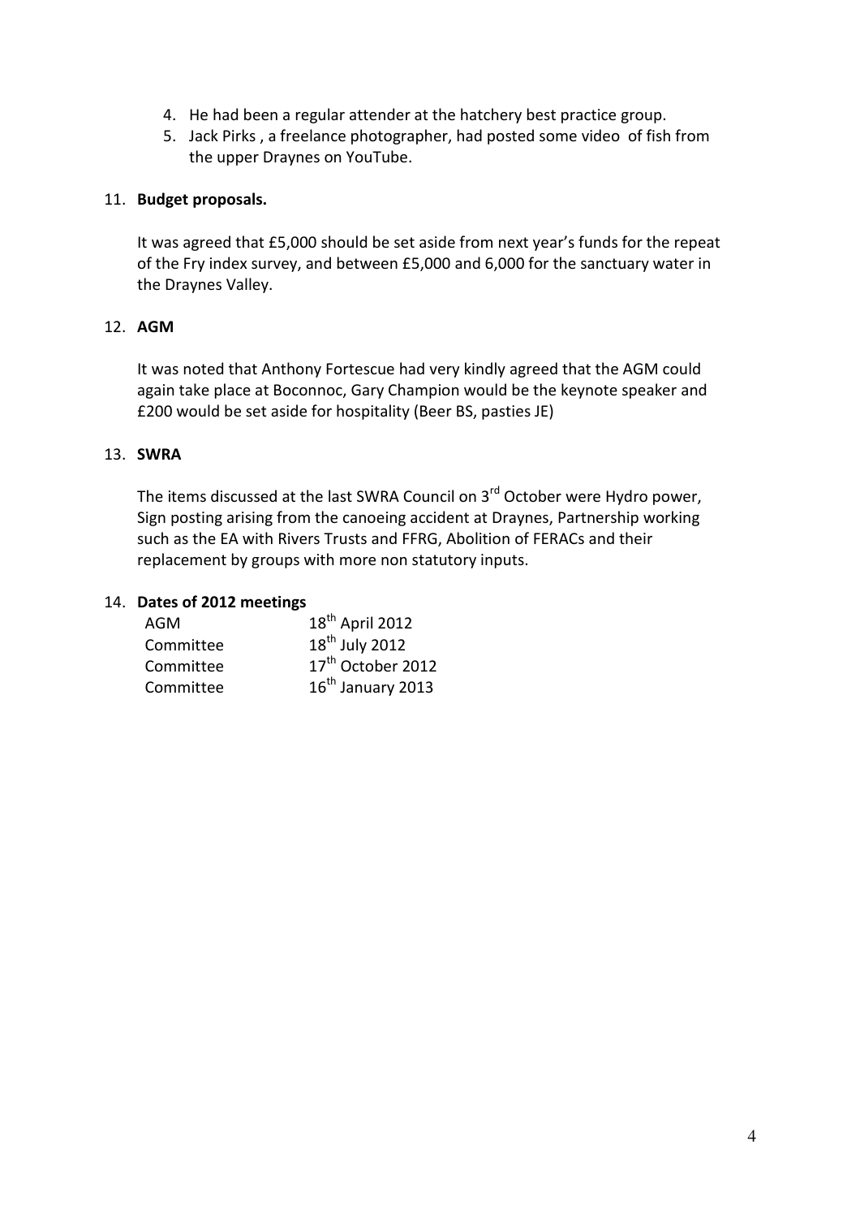4. He had been a regular attender at the hatchery best practice group.
5. Jack Pirks , a freelance photographer, had posted some video of fish from the upper Draynes on YouTube.

11. **Budget proposals.**

    It was agreed that £5,000 should be set aside from next year's funds for the repeat of the Fry index survey, and between £5,000 and 6,000 for the sanctuary water in the Draynes Valley.

12. **AGM**

    It was noted that Anthony Fortescue had very kindly agreed that the AGM could again take place at Boconnoc, Gary Champion would be the keynote speaker and £200 would be set aside for hospitality (Beer BS, pasties JE)

13. **SWRA**

    The items discussed at the last SWRA Council on 3rd October were Hydro power, Sign posting arising from the canoeing accident at Draynes, Partnership working such as the EA with Rivers Trusts and FFRG, Abolition of FERACs and their replacement by groups with more non statutory inputs.

14. **Dates of 2012 meetings**

| | |
|---|---|
| AGM | 18th April 2012 |
| Committee | 18th July 2012 |
| Committee | 17th October 2012 |
| Committee | 16th January 2013 |